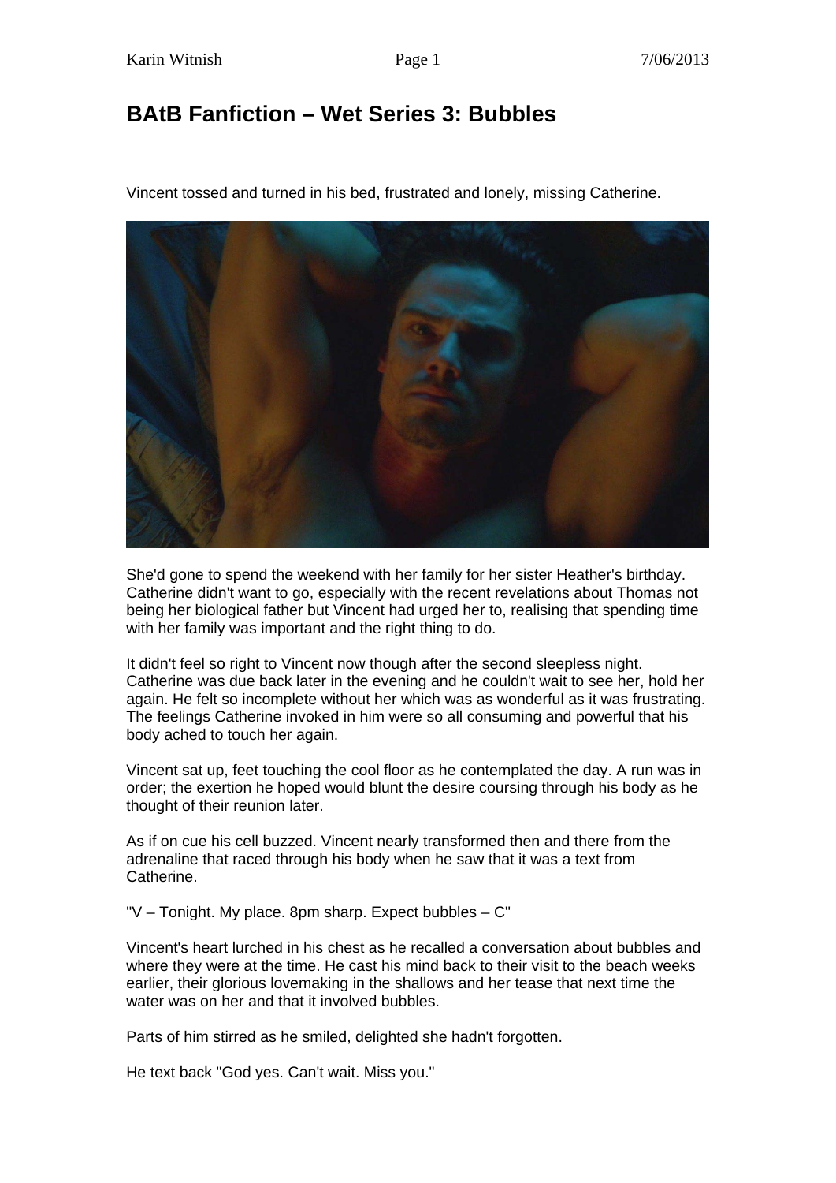# BAtB Fanfiction – Wet Series 3: Bubbles

Vincent tossed and turned in his bed, frustrated and lonely, missing Catherine.

She'd gone to spend the weekend with her family for her sister Heather's birthday. Catherine didn't want to go, especially with the recent revelations about Thomas not being her biological father but Vincent had urged her to, realising that spending time with her family was important and the right thing to do.

It didn't feel so right to Vincent now though after the second sleepless night. Catherine was due back later in the evening and he couldn't wait to see her, hold her again. He felt so incomplete without her which was as wonderful as it was frustrating. The feelings Catherine invoked in him were so all consuming and powerful that his body ached to touch her again.

Vincent sat up, feet touching the cool floor as he contemplated the day. A run was in order; the exertion he hoped would blunt the desire coursing through his body as he thought of their reunion later.

As if on cue his cell buzzed. Vincent nearly transformed then and there from the adrenaline that raced through his body when he saw that it was a text from Catherine.

"V – Tonight. My place. 8pm sharp. Expect bubbles – C"

Vincent's heart lurched in his chest as he recalled a conversation about bubbles and where they were at the time. He cast his mind back to their visit to the beach weeks earlier, their glorious lovemaking in the shallows and her tease that next time the water was on her and that it involved bubbles.

Parts of him stirred as he smiled, delighted she hadn't forgotten.

He text back "God yes. Can't wait. Miss you."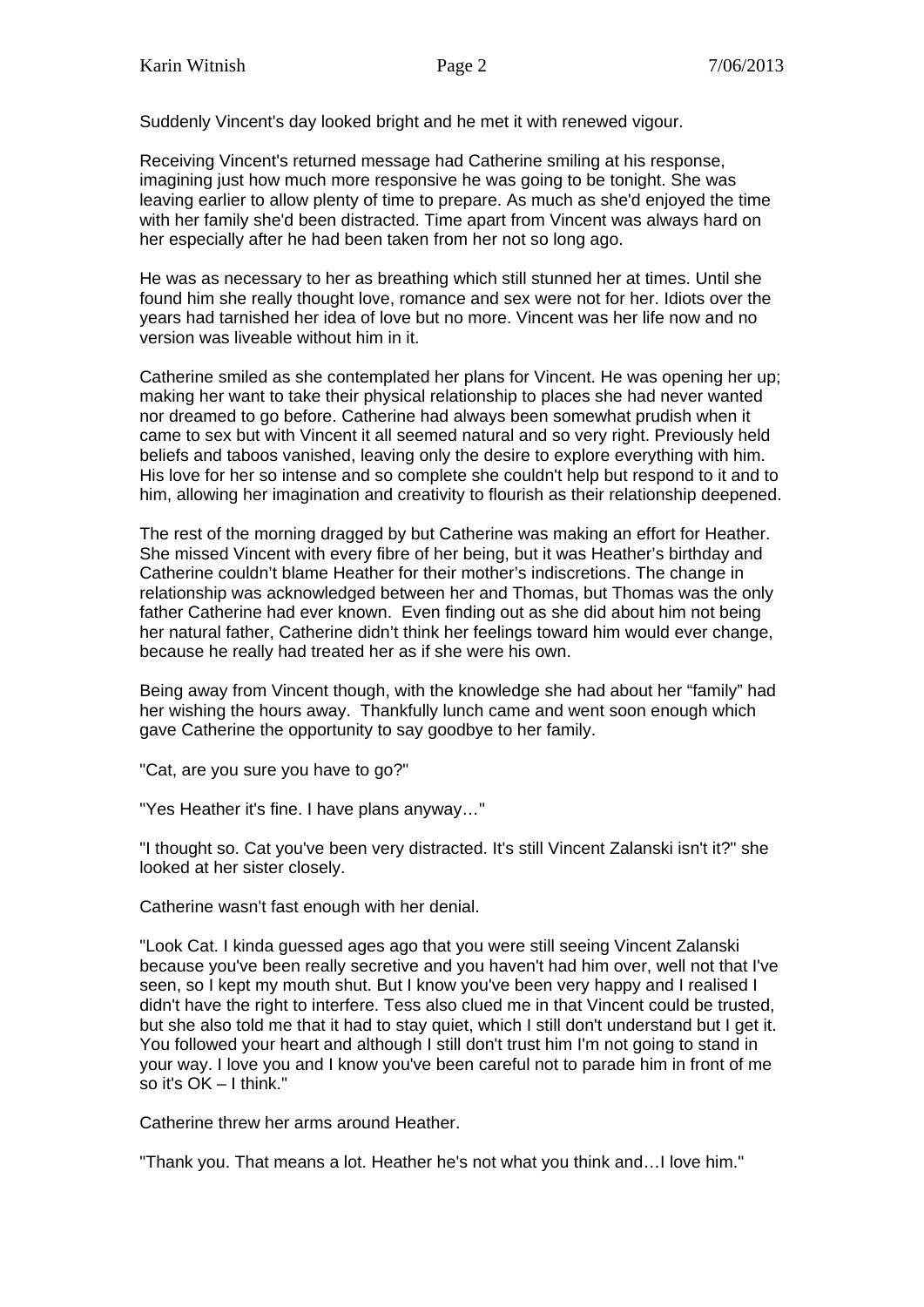Suddenly Vincent's day looked bright and he met it with renewed vigour.

Receiving Vincent's returned message had Catherine smiling at his response, imagining just how much more responsive he was going to be tonight. She was leaving earlier to allow plenty of time to prepare. As much as she'd enjoyed the time with her family she'd been distracted. Time apart from Vincent was always hard on her especially after he had been taken from her not so long ago.

He was as necessary to her as breathing which still stunned her at times. Until she found him she really thought love, romance and sex were not for her. Idiots over the years had tarnished her idea of love but no more. Vincent was her life now and no version was liveable without him in it.

Catherine smiled as she contemplated her plans for Vincent. He was opening her up; making her want to take their physical relationship to places she had never wanted nor dreamed to go before. Catherine had always been somewhat prudish when it came to sex but with Vincent it all seemed natural and so very right. Previously held beliefs and taboos vanished, leaving only the desire to explore everything with him. His love for her so intense and so complete she couldn't help but respond to it and to him, allowing her imagination and creativity to flourish as their relationship deepened.

The rest of the morning dragged by but Catherine was making an effort for Heather. She missed Vincent with every fibre of her being, but it was Heather's birthday and Catherine couldn't blame Heather for their mother's indiscretions. The change in relationship was acknowledged between her and Thomas, but Thomas was the only father Catherine had ever known. Even finding out as she did about him not being her natural father, Catherine didn't think her feelings toward him would ever change, because he really had treated her as if she were his own.

Being away from Vincent though, with the knowledge she had about her "family" had her wishing the hours away. Thankfully lunch came and went soon enough which gave Catherine the opportunity to say goodbye to her family.

"Cat, are you sure you have to go?"

"Yes Heather it's fine. I have plans anyway…"

"I thought so. Cat you've been very distracted. It's still Vincent Zalanski isn't it?" she looked at her sister closely.

Catherine wasn't fast enough with her denial.

"Look Cat. I kinda guessed ages ago that you were still seeing Vincent Zalanski because you've been really secretive and you haven't had him over, well not that I've seen, so I kept my mouth shut. But I know you've been very happy and I realised I didn't have the right to interfere. Tess also clued me in that Vincent could be trusted, but she also told me that it had to stay quiet, which I still don't understand but I get it. You followed your heart and although I still don't trust him I'm not going to stand in your way. I love you and I know you've been careful not to parade him in front of me so it's OK – I think."

Catherine threw her arms around Heather.

"Thank you. That means a lot. Heather he's not what you think and…I love him."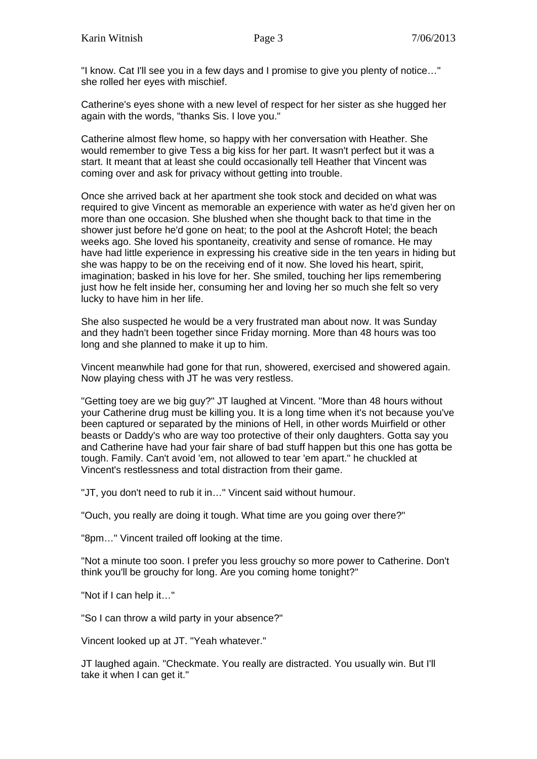"I know. Cat I'll see you in a few days and I promise to give you plenty of notice…" she rolled her eyes with mischief.

Catherine's eyes shone with a new level of respect for her sister as she hugged her again with the words, "thanks Sis. I love you."

Catherine almost flew home, so happy with her conversation with Heather. She would remember to give Tess a big kiss for her part. It wasn't perfect but it was a start. It meant that at least she could occasionally tell Heather that Vincent was coming over and ask for privacy without getting into trouble.

Once she arrived back at her apartment she took stock and decided on what was required to give Vincent as memorable an experience with water as he'd given her on more than one occasion. She blushed when she thought back to that time in the shower just before he'd gone on heat; to the pool at the Ashcroft Hotel; the beach weeks ago. She loved his spontaneity, creativity and sense of romance. He may have had little experience in expressing his creative side in the ten years in hiding but she was happy to be on the receiving end of it now. She loved his heart, spirit, imagination; basked in his love for her. She smiled, touching her lips remembering just how he felt inside her, consuming her and loving her so much she felt so very lucky to have him in her life.

She also suspected he would be a very frustrated man about now. It was Sunday and they hadn't been together since Friday morning. More than 48 hours was too long and she planned to make it up to him.

Vincent meanwhile had gone for that run, showered, exercised and showered again. Now playing chess with JT he was very restless.

"Getting toey are we big guy?" JT laughed at Vincent. "More than 48 hours without your Catherine drug must be killing you. It is a long time when it's not because you've been captured or separated by the minions of Hell, in other words Muirfield or other beasts or Daddy's who are way too protective of their only daughters. Gotta say you and Catherine have had your fair share of bad stuff happen but this one has gotta be tough. Family. Can't avoid 'em, not allowed to tear 'em apart." he chuckled at Vincent's restlessness and total distraction from their game.

"JT, you don't need to rub it in…" Vincent said without humour.

"Ouch, you really are doing it tough. What time are you going over there?"

"8pm…" Vincent trailed off looking at the time.

"Not a minute too soon. I prefer you less grouchy so more power to Catherine. Don't think you'll be grouchy for long. Are you coming home tonight?"

"Not if I can help it…"

"So I can throw a wild party in your absence?"

Vincent looked up at JT. "Yeah whatever."

JT laughed again. "Checkmate. You really are distracted. You usually win. But I'll take it when I can get it."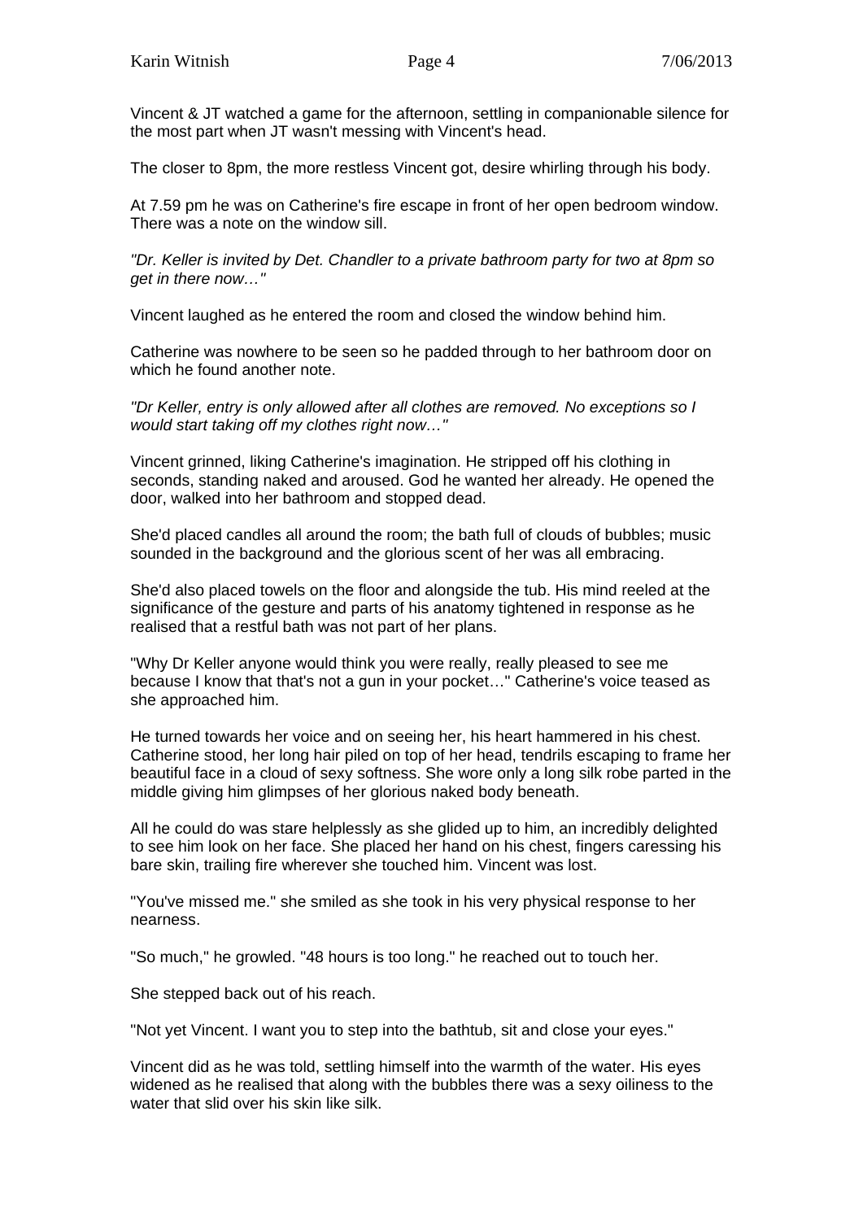Vincent & JT watched a game for the afternoon, settling in companionable silence for the most part when JT wasn't messing with Vincent's head.

The closer to 8pm, the more restless Vincent got, desire whirling through his body.

At 7.59 pm he was on Catherine's fire escape in front of her open bedroom window. There was a note on the window sill.

*"Dr. Keller is invited by Det. Chandler to a private bathroom party for two at 8pm so get in there now…"*

Vincent laughed as he entered the room and closed the window behind him.

Catherine was nowhere to be seen so he padded through to her bathroom door on which he found another note.

*"Dr Keller, entry is only allowed after all clothes are removed. No exceptions so I would start taking off my clothes right now…"*

Vincent grinned, liking Catherine's imagination. He stripped off his clothing in seconds, standing naked and aroused. God he wanted her already. He opened the door, walked into her bathroom and stopped dead.

She'd placed candles all around the room; the bath full of clouds of bubbles; music sounded in the background and the glorious scent of her was all embracing.

She'd also placed towels on the floor and alongside the tub. His mind reeled at the significance of the gesture and parts of his anatomy tightened in response as he realised that a restful bath was not part of her plans.

"Why Dr Keller anyone would think you were really, really pleased to see me because I know that that's not a gun in your pocket…" Catherine's voice teased as she approached him.

He turned towards her voice and on seeing her, his heart hammered in his chest. Catherine stood, her long hair piled on top of her head, tendrils escaping to frame her beautiful face in a cloud of sexy softness. She wore only a long silk robe parted in the middle giving him glimpses of her glorious naked body beneath.

All he could do was stare helplessly as she glided up to him, an incredibly delighted to see him look on her face. She placed her hand on his chest, fingers caressing his bare skin, trailing fire wherever she touched him. Vincent was lost.

"You've missed me." she smiled as she took in his very physical response to her nearness.

"So much," he growled. "48 hours is too long." he reached out to touch her.

She stepped back out of his reach.

"Not yet Vincent. I want you to step into the bathtub, sit and close your eyes."

Vincent did as he was told, settling himself into the warmth of the water. His eyes widened as he realised that along with the bubbles there was a sexy oiliness to the water that slid over his skin like silk.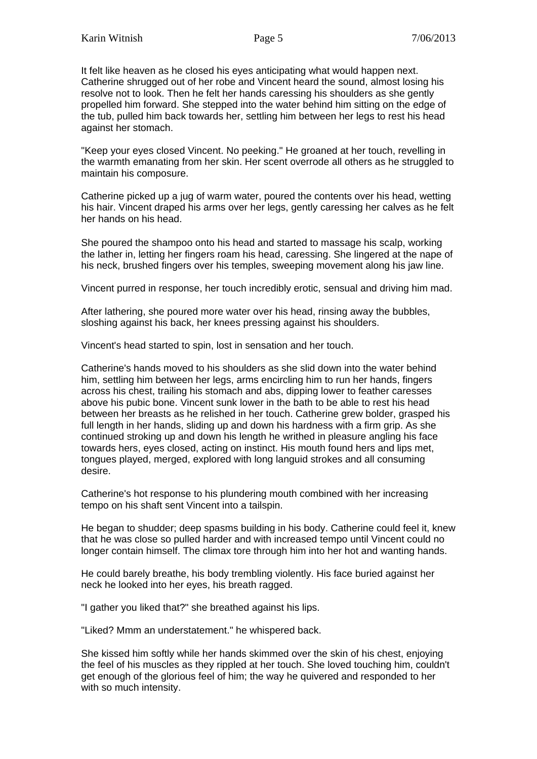It felt like heaven as he closed his eyes anticipating what would happen next. Catherine shrugged out of her robe and Vincent heard the sound, almost losing his resolve not to look. Then he felt her hands caressing his shoulders as she gently propelled him forward. She stepped into the water behind him sitting on the edge of the tub, pulled him back towards her, settling him between her legs to rest his head against her stomach.

"Keep your eyes closed Vincent. No peeking." He groaned at her touch, revelling in the warmth emanating from her skin. Her scent overrode all others as he struggled to maintain his composure.

Catherine picked up a jug of warm water, poured the contents over his head, wetting his hair. Vincent draped his arms over her legs, gently caressing her calves as he felt her hands on his head.

She poured the shampoo onto his head and started to massage his scalp, working the lather in, letting her fingers roam his head, caressing. She lingered at the nape of his neck, brushed fingers over his temples, sweeping movement along his jaw line.

Vincent purred in response, her touch incredibly erotic, sensual and driving him mad.

After lathering, she poured more water over his head, rinsing away the bubbles, sloshing against his back, her knees pressing against his shoulders.

Vincent's head started to spin, lost in sensation and her touch.

Catherine's hands moved to his shoulders as she slid down into the water behind him, settling him between her legs, arms encircling him to run her hands, fingers across his chest, trailing his stomach and abs, dipping lower to feather caresses above his pubic bone. Vincent sunk lower in the bath to be able to rest his head between her breasts as he relished in her touch. Catherine grew bolder, grasped his full length in her hands, sliding up and down his hardness with a firm grip. As she continued stroking up and down his length he writhed in pleasure angling his face towards hers, eyes closed, acting on instinct. His mouth found hers and lips met, tongues played, merged, explored with long languid strokes and all consuming desire.

Catherine's hot response to his plundering mouth combined with her increasing tempo on his shaft sent Vincent into a tailspin.

He began to shudder; deep spasms building in his body. Catherine could feel it, knew that he was close so pulled harder and with increased tempo until Vincent could no longer contain himself. The climax tore through him into her hot and wanting hands.

He could barely breathe, his body trembling violently. His face buried against her neck he looked into her eyes, his breath ragged.

"I gather you liked that?" she breathed against his lips.

"Liked? Mmm an understatement." he whispered back.

She kissed him softly while her hands skimmed over the skin of his chest, enjoying the feel of his muscles as they rippled at her touch. She loved touching him, couldn't get enough of the glorious feel of him; the way he quivered and responded to her with so much intensity.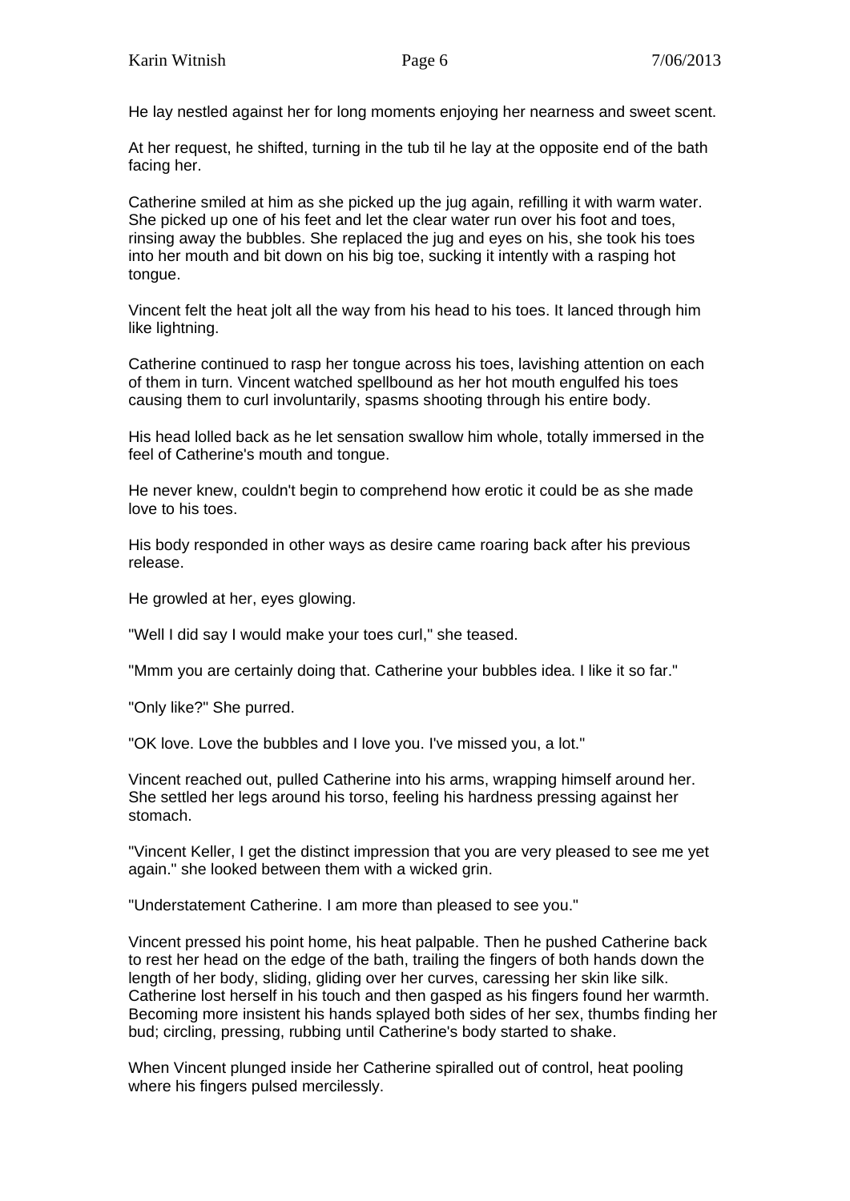He lay nestled against her for long moments enjoying her nearness and sweet scent.

At her request, he shifted, turning in the tub til he lay at the opposite end of the bath facing her.

Catherine smiled at him as she picked up the jug again, refilling it with warm water. She picked up one of his feet and let the clear water run over his foot and toes, rinsing away the bubbles. She replaced the jug and eyes on his, she took his toes into her mouth and bit down on his big toe, sucking it intently with a rasping hot tongue.

Vincent felt the heat jolt all the way from his head to his toes. It lanced through him like lightning.

Catherine continued to rasp her tongue across his toes, lavishing attention on each of them in turn. Vincent watched spellbound as her hot mouth engulfed his toes causing them to curl involuntarily, spasms shooting through his entire body.

His head lolled back as he let sensation swallow him whole, totally immersed in the feel of Catherine's mouth and tongue.

He never knew, couldn't begin to comprehend how erotic it could be as she made love to his toes.

His body responded in other ways as desire came roaring back after his previous release.

He growled at her, eyes glowing.

"Well I did say I would make your toes curl," she teased.

"Mmm you are certainly doing that. Catherine your bubbles idea. I like it so far."

"Only like?" She purred.

"OK love. Love the bubbles and I love you. I've missed you, a lot."

Vincent reached out, pulled Catherine into his arms, wrapping himself around her. She settled her legs around his torso, feeling his hardness pressing against her stomach.

"Vincent Keller, I get the distinct impression that you are very pleased to see me yet again." she looked between them with a wicked grin.

"Understatement Catherine. I am more than pleased to see you."

Vincent pressed his point home, his heat palpable. Then he pushed Catherine back to rest her head on the edge of the bath, trailing the fingers of both hands down the length of her body, sliding, gliding over her curves, caressing her skin like silk. Catherine lost herself in his touch and then gasped as his fingers found her warmth. Becoming more insistent his hands splayed both sides of her sex, thumbs finding her bud; circling, pressing, rubbing until Catherine's body started to shake.

When Vincent plunged inside her Catherine spiralled out of control, heat pooling where his fingers pulsed mercilessly.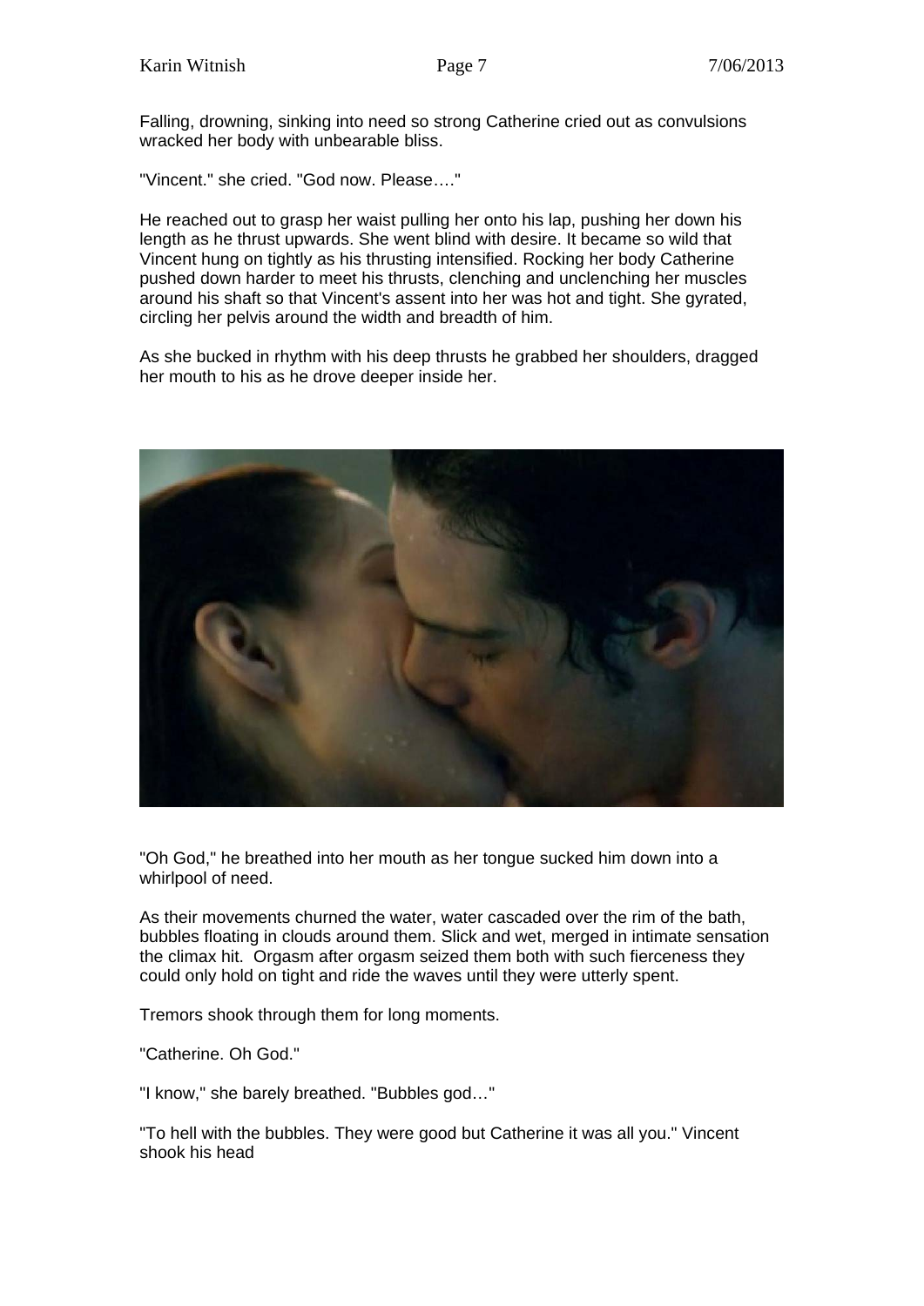Falling, drowning, sinking into need so strong Catherine cried out as convulsions wracked her body with unbearable bliss.

"Vincent." she cried. "God now. Please…."

He reached out to grasp her waist pulling her onto his lap, pushing her down his length as he thrust upwards. She went blind with desire. It became so wild that Vincent hung on tightly as his thrusting intensified. Rocking her body Catherine pushed down harder to meet his thrusts, clenching and unclenching her muscles around his shaft so that Vincent's assent into her was hot and tight. She gyrated, circling her pelvis around the width and breadth of him.

As she bucked in rhythm with his deep thrusts he grabbed her shoulders, dragged her mouth to his as he drove deeper inside her.

"Oh God," he breathed into her mouth as her tongue sucked him down into a whirlpool of need.

As their movements churned the water, water cascaded over the rim of the bath, bubbles floating in clouds around them. Slick and wet, merged in intimate sensation the climax hit. Orgasm after orgasm seized them both with such fierceness they could only hold on tight and ride the waves until they were utterly spent.

Tremors shook through them for long moments.

"Catherine. Oh God."

"I know," she barely breathed. "Bubbles god…"

"To hell with the bubbles. They were good but Catherine it was all you." Vincent shook his head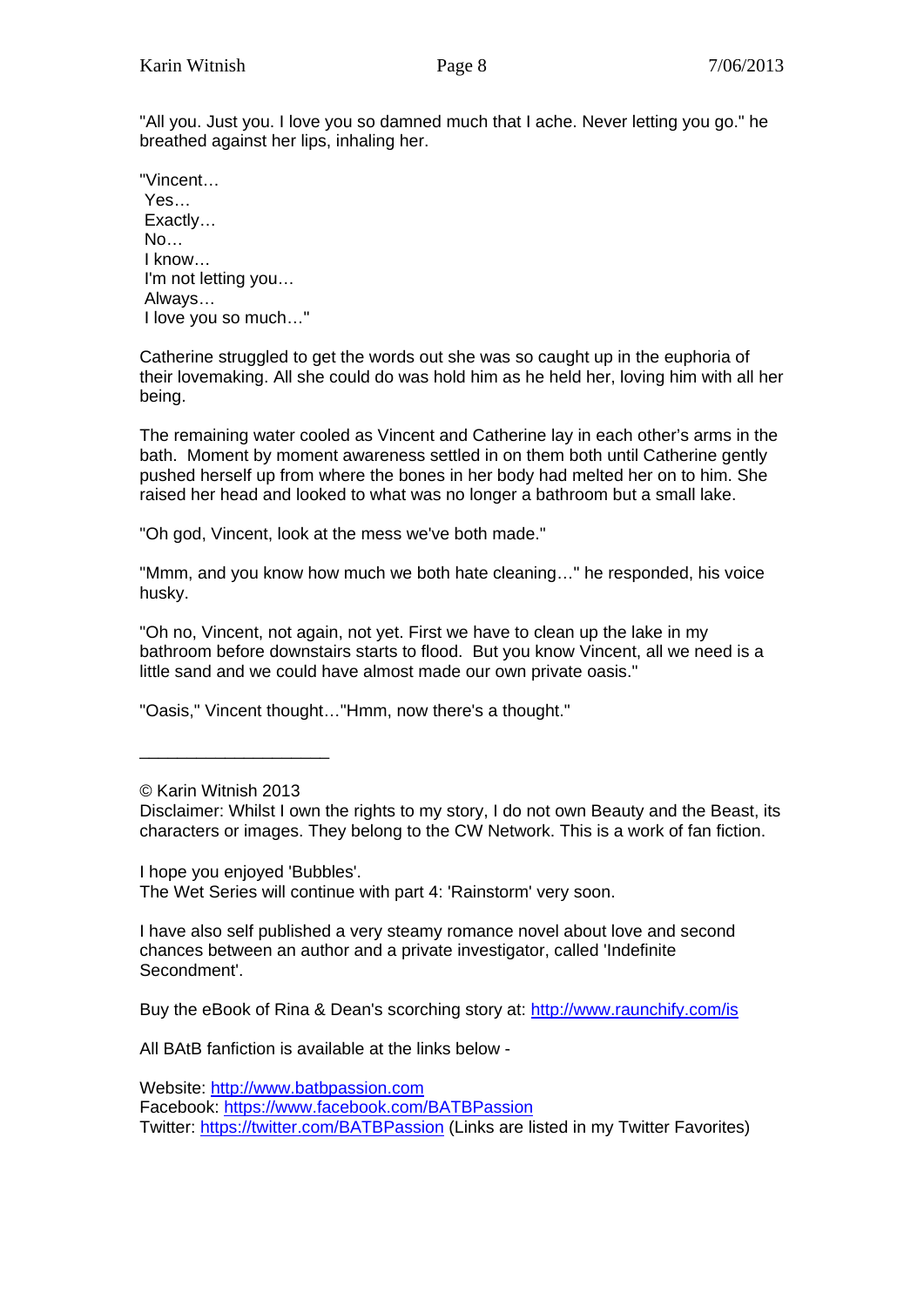"All you. Just you. I love you so damned much that I ache. Never letting you go." he breathed against her lips, inhaling her.

"Vincent…  
Yes…  
Exactly…  
No…  
I know…  
I'm not letting you…  
Always…  
I love you so much…"

Catherine struggled to get the words out she was so caught up in the euphoria of their lovemaking. All she could do was hold him as he held her, loving him with all her being.

The remaining water cooled as Vincent and Catherine lay in each other's arms in the bath. Moment by moment awareness settled in on them both until Catherine gently pushed herself up from where the bones in her body had melted her on to him. She raised her head and looked to what was no longer a bathroom but a small lake.

"Oh god, Vincent, look at the mess we've both made."

"Mmm, and you know how much we both hate cleaning…" he responded, his voice husky.

"Oh no, Vincent, not again, not yet. First we have to clean up the lake in my bathroom before downstairs starts to flood. But you know Vincent, all we need is a little sand and we could have almost made our own private oasis."

"Oasis," Vincent thought…"Hmm, now there's a thought."

____________________

© Karin Witnish 2013  
Disclaimer: Whilst I own the rights to my story, I do not own Beauty and the Beast, its characters or images. They belong to the CW Network. This is a work of fan fiction.

I hope you enjoyed 'Bubbles'.  
The Wet Series will continue with part 4: 'Rainstorm' very soon.

I have also self published a very steamy romance novel about love and second chances between an author and a private investigator, called 'Indefinite Secondment'.

Buy the eBook of Rina & Dean's scorching story at: [http://www.raunchify.com/is](http://www.raunchify.com/is)

All BAtB fanfiction is available at the links below -

Website: [http://www.batbpassion.com](http://www.batbpassion.com)  
Facebook: [https://www.facebook.com/BATBPassion](https://www.facebook.com/BATBPassion)  
Twitter: [https://twitter.com/BATBPassion](https://twitter.com/BATBPassion) (Links are listed in my Twitter Favorites)